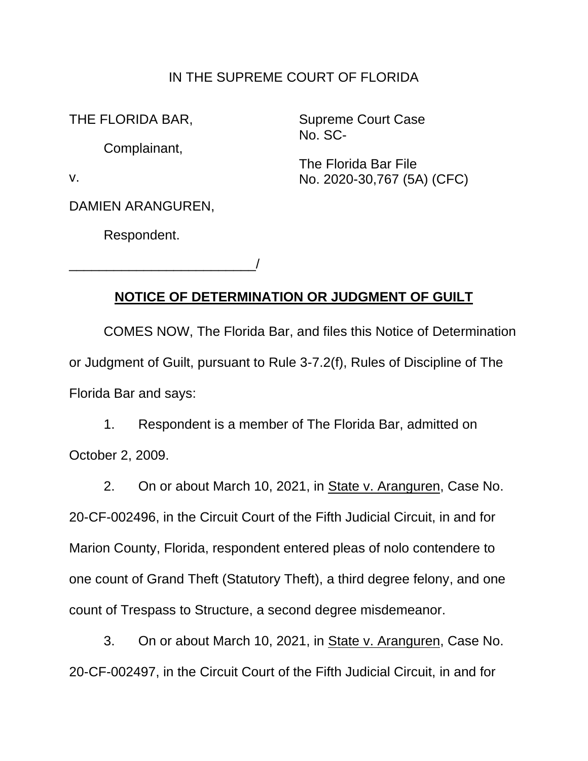IN THE SUPREME COURT OF FLORIDA

THE FLORIDA BAR,

Complainant,

v.

DAMIEN ARANGUREN,

Respondent.

_________________________/

Supreme Court Case No. SC-

The Florida Bar File No. 2020-30,767 (5A) (CFC)

## NOTICE OF DETERMINATION OR JUDGMENT OF GUILT

COMES NOW, The Florida Bar, and files this Notice of Determination or Judgment of Guilt, pursuant to Rule 3-7.2(f), Rules of Discipline of The Florida Bar and says:

1. Respondent is a member of The Florida Bar, admitted on October 2, 2009.

2. On or about March 10, 2021, in State v. Aranguren, Case No. 20-CF-002496, in the Circuit Court of the Fifth Judicial Circuit, in and for Marion County, Florida, respondent entered pleas of nolo contendere to one count of Grand Theft (Statutory Theft), a third degree felony, and one count of Trespass to Structure, a second degree misdemeanor.

3. On or about March 10, 2021, in State v. Aranguren, Case No. 20-CF-002497, in the Circuit Court of the Fifth Judicial Circuit, in and for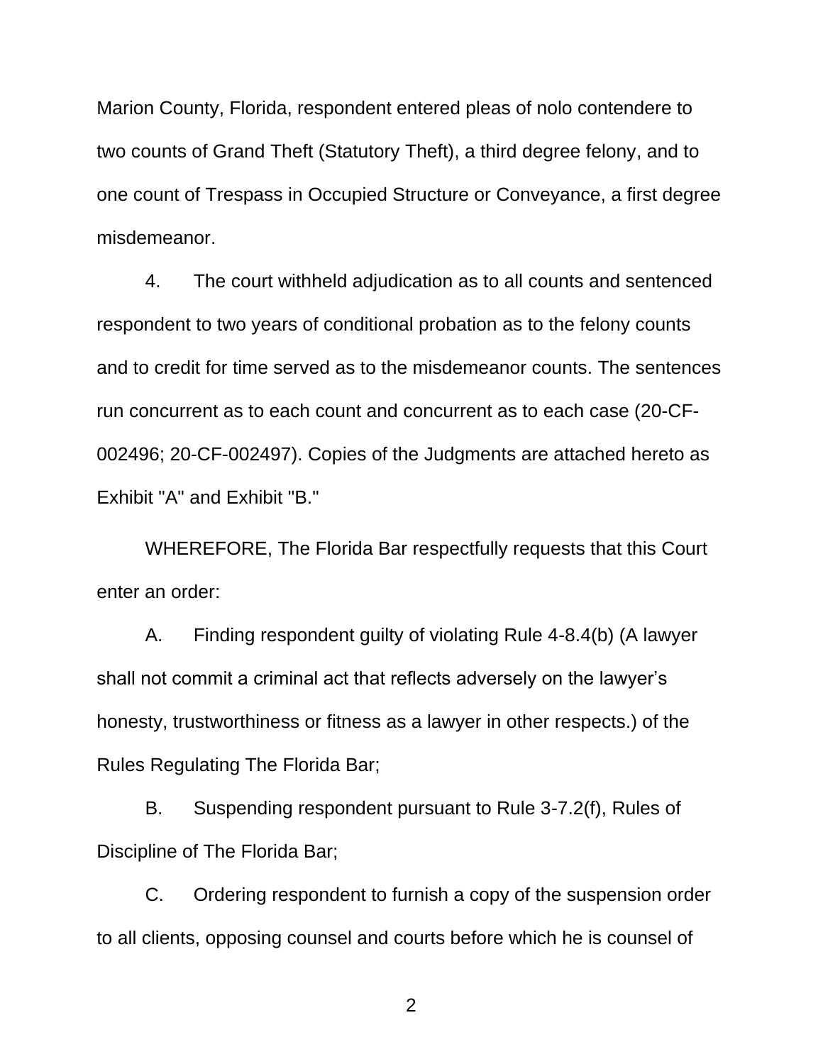Marion County, Florida, respondent entered pleas of nolo contendere to two counts of Grand Theft (Statutory Theft), a third degree felony, and to one count of Trespass in Occupied Structure or Conveyance, a first degree misdemeanor.

4. The court withheld adjudication as to all counts and sentenced respondent to two years of conditional probation as to the felony counts and to credit for time served as to the misdemeanor counts. The sentences run concurrent as to each count and concurrent as to each case (20-CF-002496; 20-CF-002497). Copies of the Judgments are attached hereto as Exhibit "A" and Exhibit "B."

WHEREFORE, The Florida Bar respectfully requests that this Court enter an order:

A. Finding respondent guilty of violating Rule 4-8.4(b) (A lawyer shall not commit a criminal act that reflects adversely on the lawyer's honesty, trustworthiness or fitness as a lawyer in other respects.) of the Rules Regulating The Florida Bar;

B. Suspending respondent pursuant to Rule 3-7.2(f), Rules of Discipline of The Florida Bar;

C. Ordering respondent to furnish a copy of the suspension order to all clients, opposing counsel and courts before which he is counsel of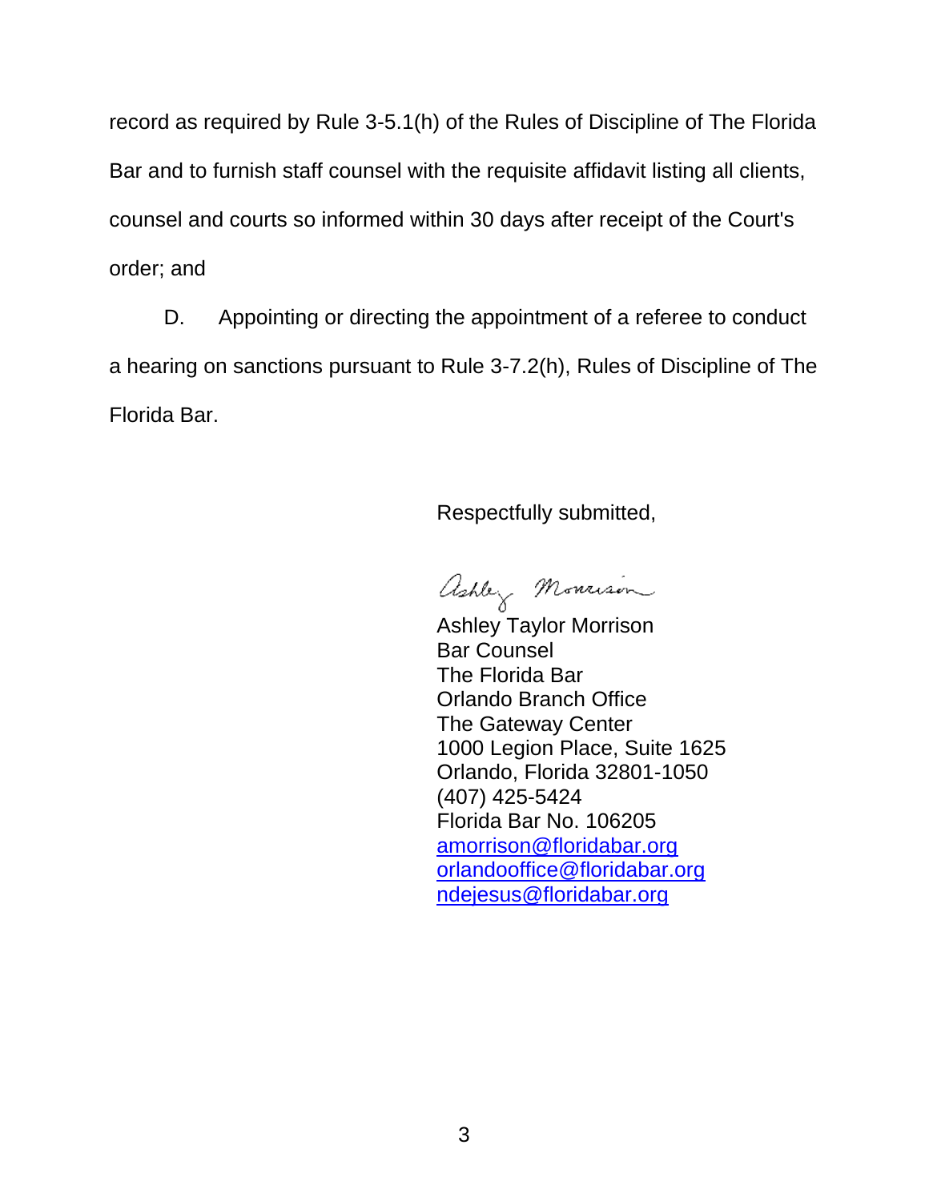record as required by Rule 3-5.1(h) of the Rules of Discipline of The Florida Bar and to furnish staff counsel with the requisite affidavit listing all clients, counsel and courts so informed within 30 days after receipt of the Court's order; and

D. Appointing or directing the appointment of a referee to conduct a hearing on sanctions pursuant to Rule 3-7.2(h), Rules of Discipline of The Florida Bar.

Respectfully submitted,

Ashley Morrison

Ashley Taylor Morrison
Bar Counsel
The Florida Bar
Orlando Branch Office
The Gateway Center
1000 Legion Place, Suite 1625
Orlando, Florida 32801-1050
(407) 425-5424
Florida Bar No. 106205
amorrison@floridabar.org
orlandooffice@floridabar.org
ndejesus@floridabar.org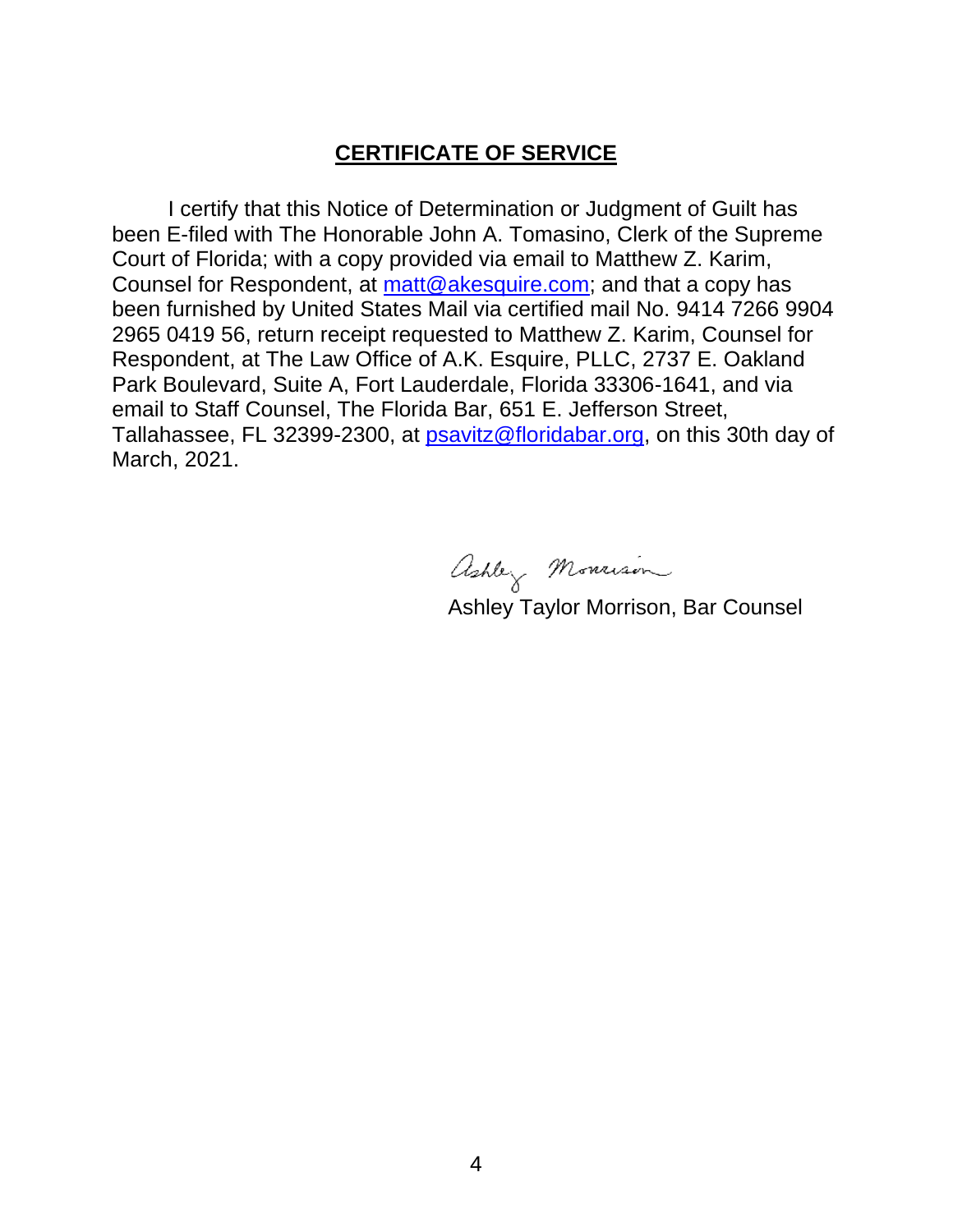## CERTIFICATE OF SERVICE

I certify that this Notice of Determination or Judgment of Guilt has been E-filed with The Honorable John A. Tomasino, Clerk of the Supreme Court of Florida; with a copy provided via email to Matthew Z. Karim, Counsel for Respondent, at matt@akesquire.com; and that a copy has been furnished by United States Mail via certified mail No. 9414 7266 9904 2965 0419 56, return receipt requested to Matthew Z. Karim, Counsel for Respondent, at The Law Office of A.K. Esquire, PLLC, 2737 E. Oakland Park Boulevard, Suite A, Fort Lauderdale, Florida 33306-1641, and via email to Staff Counsel, The Florida Bar, 651 E. Jefferson Street, Tallahassee, FL 32399-2300, at psavitz@floridabar.org, on this 30th day of March, 2021.

Ashley Morrison

Ashley Taylor Morrison, Bar Counsel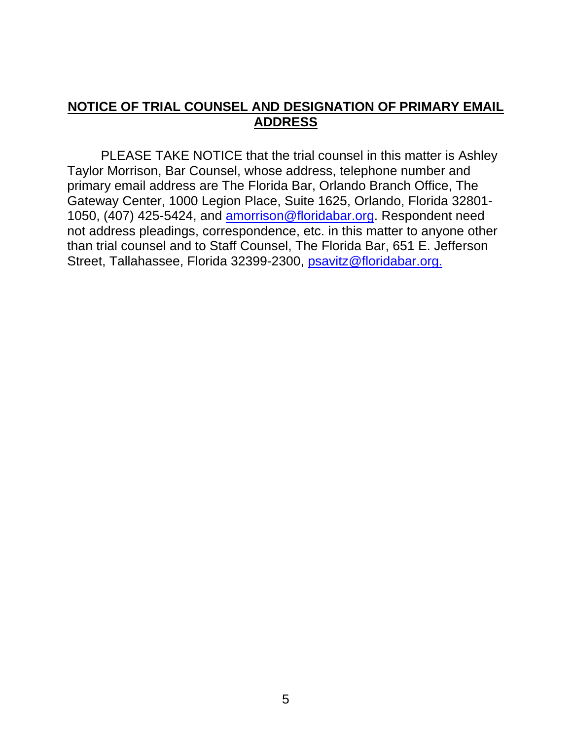## NOTICE OF TRIAL COUNSEL AND DESIGNATION OF PRIMARY EMAIL ADDRESS

PLEASE TAKE NOTICE that the trial counsel in this matter is Ashley Taylor Morrison, Bar Counsel, whose address, telephone number and primary email address are The Florida Bar, Orlando Branch Office, The Gateway Center, 1000 Legion Place, Suite 1625, Orlando, Florida 32801-1050, (407) 425-5424, and amorrison@floridabar.org. Respondent need not address pleadings, correspondence, etc. in this matter to anyone other than trial counsel and to Staff Counsel, The Florida Bar, 651 E. Jefferson Street, Tallahassee, Florida 32399-2300, psavitz@floridabar.org.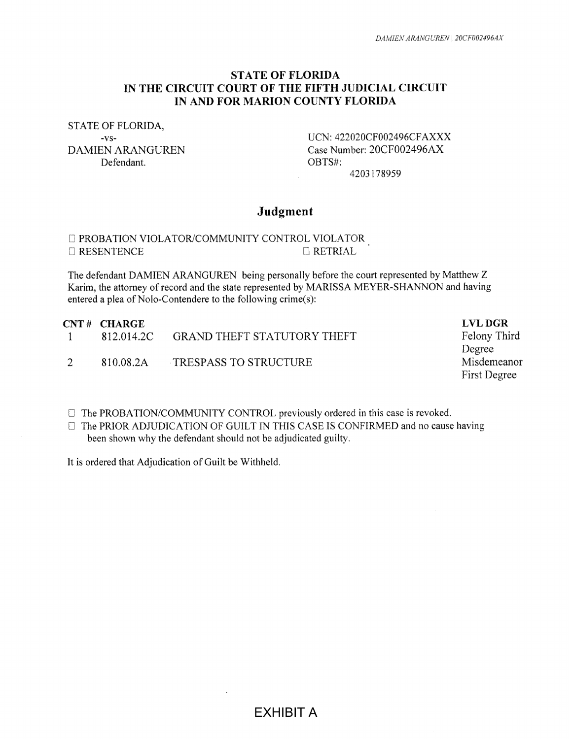**STATE OF FLORIDA**
**IN THE CIRCUIT COURT OF THE FIFTH JUDICIAL CIRCUIT**
**IN AND FOR MARION COUNTY FLORIDA**

STATE OF FLORIDA,
-vs-
DAMIEN ARANGUREN
Defendant.

UCN: 422020CF002496CFAXXX
Case Number: 20CF002496AX
OBTS#:
4203178959

## Judgment

☐ PROBATION VIOLATOR/COMMUNITY CONTROL VIOLATOR
☐ RESENTENCE ☐ RETRIAL

The defendant DAMIEN ARANGUREN being personally before the court represented by Matthew Z Karim, the attorney of record and the state represented by MARISSA MEYER-SHANNON and having entered a plea of Nolo-Contendere to the following crime(s):

| CNT # | CHARGE | | LVL DGR |
|---|---|---|---|
| 1 | 812.014.2C | GRAND THEFT STATUTORY THEFT | Felony Third Degree |
| 2 | 810.08.2A | TRESPASS TO STRUCTURE | Misdemeanor First Degree |

☐ The PROBATION/COMMUNITY CONTROL previously ordered in this case is revoked.
☐ The PRIOR ADJUDICATION OF GUILT IN THIS CASE IS CONFIRMED and no cause having been shown why the defendant should not be adjudicated guilty.

It is ordered that Adjudication of Guilt be Withheld.

EXHIBIT A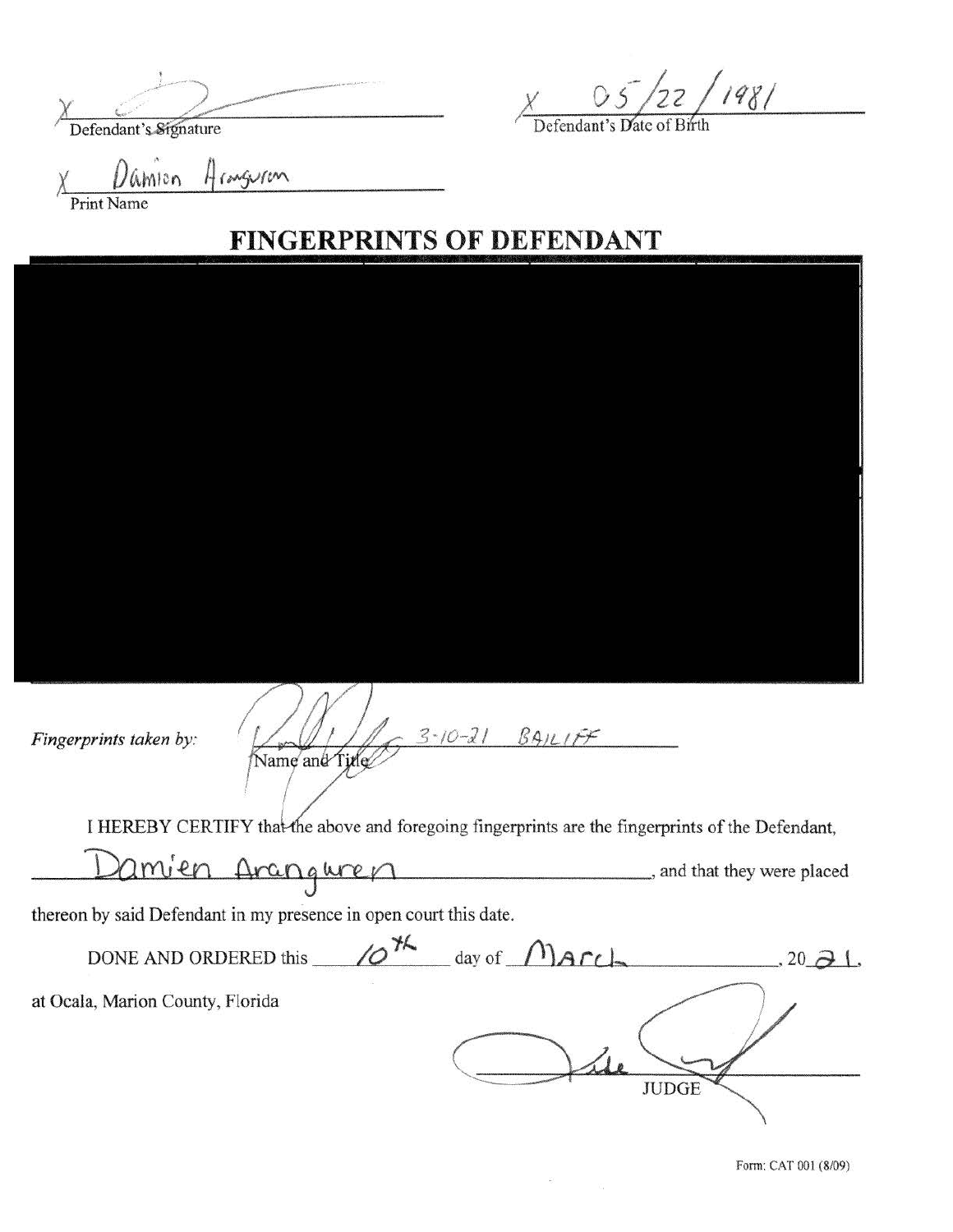X ____________________
Defendant's Signature

X 05/22/1981
Defendant's Date of Birth

X Damion Aranguren
Print Name

## FINGERPRINTS OF DEFENDANT

*Fingerprints taken by:* 3-10-21 BAILIFF
Name and Title

I HEREBY CERTIFY that the above and foregoing fingerprints are the fingerprints of the Defendant, Damien Aranguren, and that they were placed thereon by said Defendant in my presence in open court this date.

DONE AND ORDERED this 10th day of March, 2021.

at Ocala, Marion County, Florida

____________________
JUDGE

Form: CAT 001 (8/09)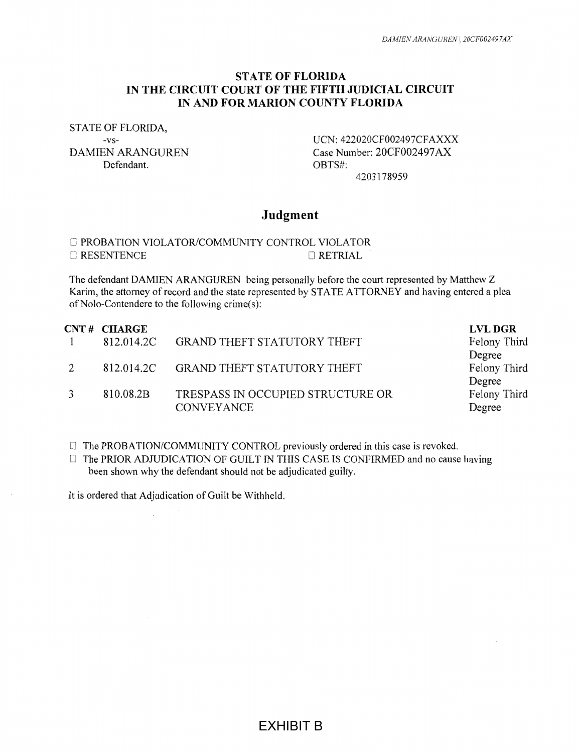**STATE OF FLORIDA**
**IN THE CIRCUIT COURT OF THE FIFTH JUDICIAL CIRCUIT**
**IN AND FOR MARION COUNTY FLORIDA**

STATE OF FLORIDA,
-vs-
DAMIEN ARANGUREN
Defendant.

UCN: 422020CF002497CFAXXX
Case Number: 20CF002497AX
OBTS#: 4203178959

## Judgment

☐ PROBATION VIOLATOR/COMMUNITY CONTROL VIOLATOR
☐ RESENTENCE ☐ RETRIAL

The defendant DAMIEN ARANGUREN being personally before the court represented by Matthew Z Karim, the attorney of record and the state represented by STATE ATTORNEY and having entered a plea of Nolo-Contendere to the following crime(s):

| CNT # | CHARGE | | LVL DGR |
|---|---|---|---|
| 1 | 812.014.2C | GRAND THEFT STATUTORY THEFT | Felony Third Degree |
| 2 | 812.014.2C | GRAND THEFT STATUTORY THEFT | Felony Third Degree |
| 3 | 810.08.2B | TRESPASS IN OCCUPIED STRUCTURE OR CONVEYANCE | Felony Third Degree |

☐ The PROBATION/COMMUNITY CONTROL previously ordered in this case is revoked.
☐ The PRIOR ADJUDICATION OF GUILT IN THIS CASE IS CONFIRMED and no cause having been shown why the defendant should not be adjudicated guilty.

It is ordered that Adjudication of Guilt be Withheld.

EXHIBIT B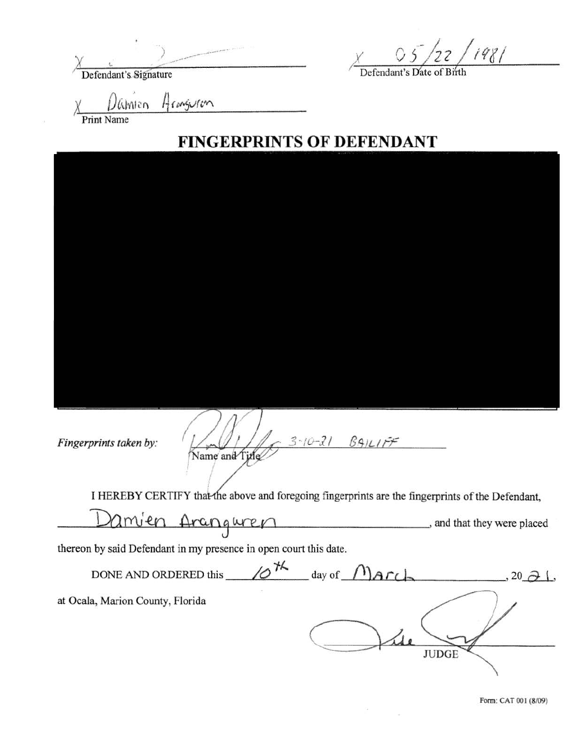X ____________________
Defendant's Signature

X 05/22/1981
Defendant's Date of Birth

X Damien Aranguren
Print Name

## FINGERPRINTS OF DEFENDANT

*Fingerprints taken by:* 3-10-21 BAILIFF
Name and Title

I HEREBY CERTIFY that the above and foregoing fingerprints are the fingerprints of the Defendant, Damien Aranguren, and that they were placed thereon by said Defendant in my presence in open court this date.

DONE AND ORDERED this 10th day of March, 2021,

at Ocala, Marion County, Florida

JUDGE

Form: CAT 001 (8/09)